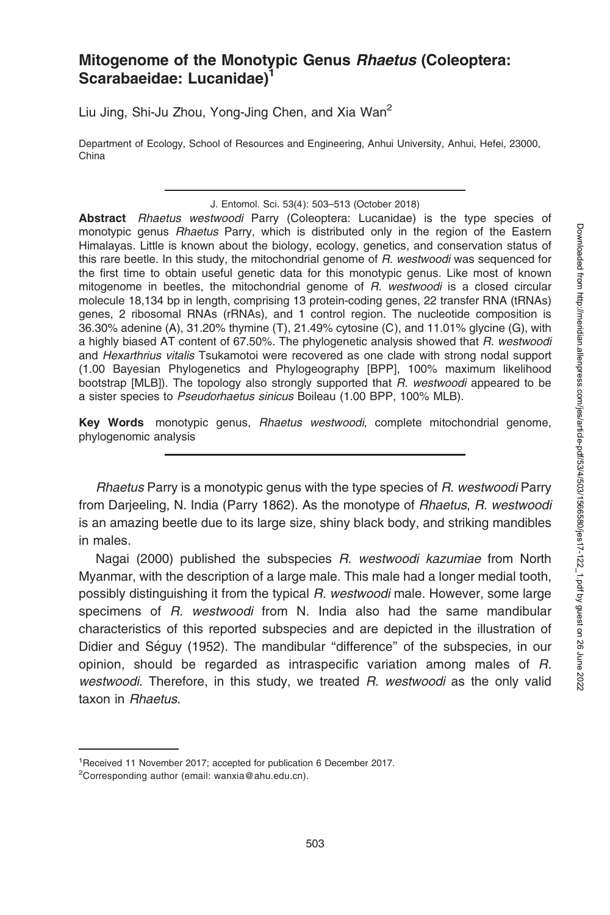# Mitogenome of the Monotypic Genus *Rhaetus* (Coleoptera: Scarabaeidae: Lucanidae)[1]

Liu Jing, Shi-Ju Zhou, Yong-Jing Chen, and Xia Wan[2]

Department of Ecology, School of Resources and Engineering, Anhui University, Anhui, Hefei, 23000, China

J. Entomol. Sci. 53(4): 503–513 (October 2018)

**Abstract** *Rhaetus westwoodi* Parry (Coleoptera: Lucanidae) is the type species of monotypic genus *Rhaetus* Parry, which is distributed only in the region of the Eastern Himalayas. Little is known about the biology, ecology, genetics, and conservation status of this rare beetle. In this study, the mitochondrial genome of *R. westwoodi* was sequenced for the first time to obtain useful genetic data for this monotypic genus. Like most of known mitogenome in beetles, the mitochondrial genome of *R. westwoodi* is a closed circular molecule 18,134 bp in length, comprising 13 protein-coding genes, 22 transfer RNA (tRNAs) genes, 2 ribosomal RNAs (rRNAs), and 1 control region. The nucleotide composition is 36.30% adenine (A), 31.20% thymine (T), 21.49% cytosine (C), and 11.01% glycine (G), with a highly biased AT content of 67.50%. The phylogenetic analysis showed that *R. westwoodi* and *Hexarthrius vitalis* Tsukamotoi were recovered as one clade with strong nodal support (1.00 Bayesian Phylogenetics and Phylogeography [BPP], 100% maximum likelihood bootstrap [MLB]). The topology also strongly supported that *R. westwoodi* appeared to be a sister species to *Pseudorhaetus sinicus* Boileau (1.00 BPP, 100% MLB).

**Key Words** monotypic genus, *Rhaetus westwoodi*, complete mitochondrial genome, phylogenomic analysis

*Rhaetus* Parry is a monotypic genus with the type species of *R. westwoodi* Parry from Darjeeling, N. India (Parry 1862). As the monotype of *Rhaetus*, *R. westwoodi* is an amazing beetle due to its large size, shiny black body, and striking mandibles in males.

Nagai (2000) published the subspecies *R. westwoodi kazumiae* from North Myanmar, with the description of a large male. This male had a longer medial tooth, possibly distinguishing it from the typical *R. westwoodi* male. However, some large specimens of *R. westwoodi* from N. India also had the same mandibular characteristics of this reported subspecies and are depicted in the illustration of Didier and Séguy (1952). The mandibular "difference" of the subspecies, in our opinion, should be regarded as intraspecific variation among males of *R. westwoodi*. Therefore, in this study, we treated *R. westwoodi* as the only valid taxon in *Rhaetus*.

[1]Received 11 November 2017; accepted for publication 6 December 2017.

[2]Corresponding author (email: wanxia@ahu.edu.cn).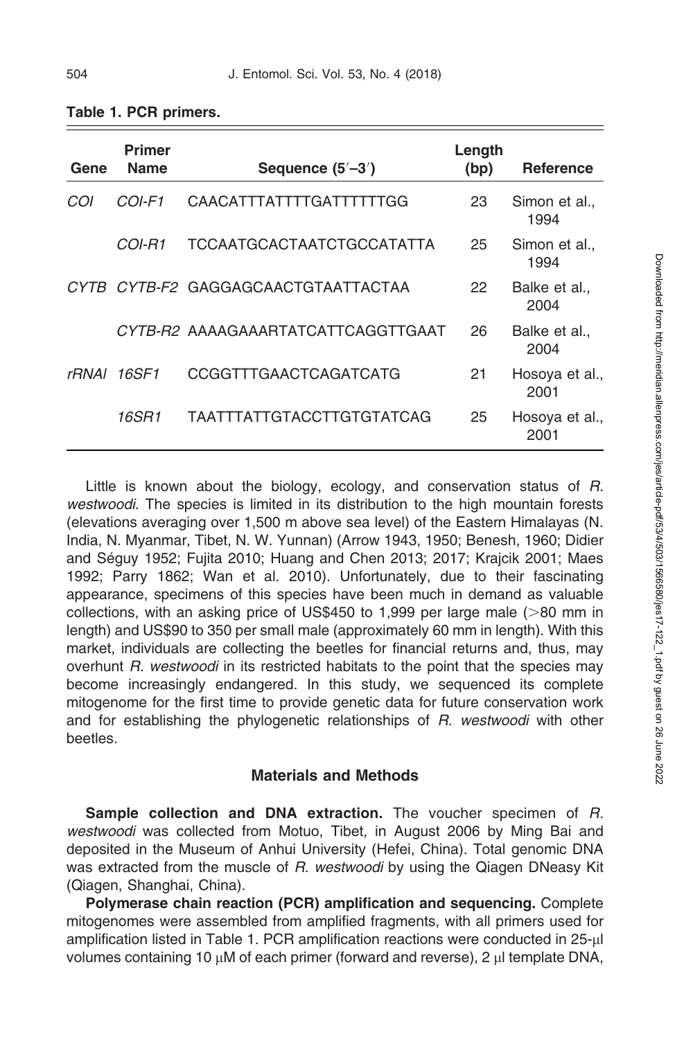**Table 1. PCR primers.**

| Gene | Primer Name | Sequence (5′–3′) | Length (bp) | Reference |
|---|---|---|---|---|
| *COI* | *COI-F1* | CAACATTTATTTTGATTTTTTGG | 23 | Simon et al., 1994 |
| | *COI-R1* | TCCAATGCACTAATCTGCCATATTA | 25 | Simon et al., 1994 |
| *CYTB* | *CYTB-F2* | GAGGAGCAACTGTAATTACTAA | 22 | Balke et al., 2004 |
| | *CYTB-R2* | AAAAGAAARTATCATTCAGGTTGAAT | 26 | Balke et al., 2004 |
| *rRNAl* | *16SF1* | CCGGTTTGAACTCAGATCATG | 21 | Hosoya et al., 2001 |
| | *16SR1* | TAATTTATTGTACCTTGTGTATCAG | 25 | Hosoya et al., 2001 |

Little is known about the biology, ecology, and conservation status of *R. westwoodi*. The species is limited in its distribution to the high mountain forests (elevations averaging over 1,500 m above sea level) of the Eastern Himalayas (N. India, N. Myanmar, Tibet, N. W. Yunnan) (Arrow 1943, 1950; Benesh, 1960; Didier and Séguy 1952; Fujita 2010; Huang and Chen 2013; 2017; Krajcik 2001; Maes 1992; Parry 1862; Wan et al. 2010). Unfortunately, due to their fascinating appearance, specimens of this species have been much in demand as valuable collections, with an asking price of US$450 to 1,999 per large male (>80 mm in length) and US$90 to 350 per small male (approximately 60 mm in length). With this market, individuals are collecting the beetles for financial returns and, thus, may overhunt *R. westwoodi* in its restricted habitats to the point that the species may become increasingly endangered. In this study, we sequenced its complete mitogenome for the first time to provide genetic data for future conservation work and for establishing the phylogenetic relationships of *R. westwoodi* with other beetles.

## Materials and Methods

**Sample collection and DNA extraction.** The voucher specimen of *R. westwoodi* was collected from Motuo, Tibet, in August 2006 by Ming Bai and deposited in the Museum of Anhui University (Hefei, China). Total genomic DNA was extracted from the muscle of *R. westwoodi* by using the Qiagen DNeasy Kit (Qiagen, Shanghai, China).

**Polymerase chain reaction (PCR) amplification and sequencing.** Complete mitogenomes were assembled from amplified fragments, with all primers used for amplification listed in Table 1. PCR amplification reactions were conducted in 25-μl volumes containing 10 μM of each primer (forward and reverse), 2 μl template DNA,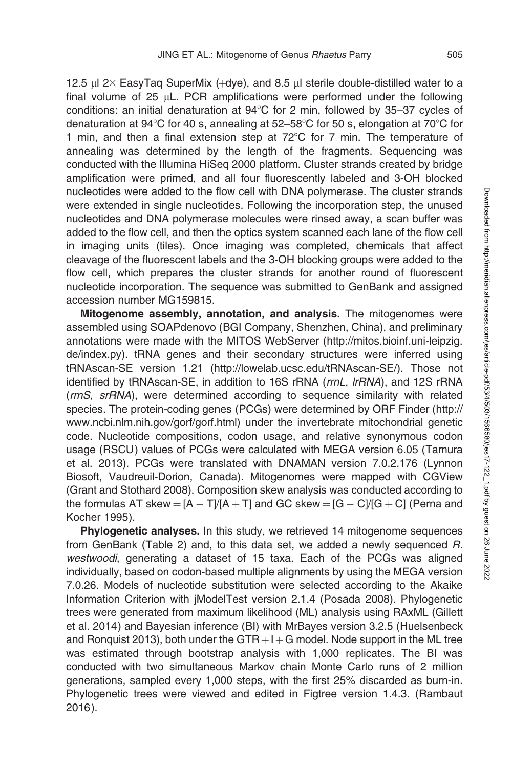12.5 μl 2× EasyTaq SuperMix (+dye), and 8.5 μl sterile double-distilled water to a final volume of 25 μL. PCR amplifications were performed under the following conditions: an initial denaturation at 94°C for 2 min, followed by 35–37 cycles of denaturation at 94°C for 40 s, annealing at 52–58°C for 50 s, elongation at 70°C for 1 min, and then a final extension step at 72°C for 7 min. The temperature of annealing was determined by the length of the fragments. Sequencing was conducted with the Illumina HiSeq 2000 platform. Cluster strands created by bridge amplification were primed, and all four fluorescently labeled and 3-OH blocked nucleotides were added to the flow cell with DNA polymerase. The cluster strands were extended in single nucleotides. Following the incorporation step, the unused nucleotides and DNA polymerase molecules were rinsed away, a scan buffer was added to the flow cell, and then the optics system scanned each lane of the flow cell in imaging units (tiles). Once imaging was completed, chemicals that affect cleavage of the fluorescent labels and the 3-OH blocking groups were added to the flow cell, which prepares the cluster strands for another round of fluorescent nucleotide incorporation. The sequence was submitted to GenBank and assigned accession number MG159815.

**Mitogenome assembly, annotation, and analysis.** The mitogenomes were assembled using SOAPdenovo (BGI Company, Shenzhen, China), and preliminary annotations were made with the MITOS WebServer (http://mitos.bioinf.uni-leipzig.de/index.py). tRNA genes and their secondary structures were inferred using tRNAscan-SE version 1.21 (http://lowelab.ucsc.edu/tRNAscan-SE/). Those not identified by tRNAscan-SE, in addition to 16S rRNA (*rrnL*, *lrRNA*), and 12S rRNA (*rrnS*, *srRNA*), were determined according to sequence similarity with related species. The protein-coding genes (PCGs) were determined by ORF Finder (http://www.ncbi.nlm.nih.gov/gorf/gorf.html) under the invertebrate mitochondrial genetic code. Nucleotide compositions, codon usage, and relative synonymous codon usage (RSCU) values of PCGs were calculated with MEGA version 6.05 (Tamura et al. 2013). PCGs were translated with DNAMAN version 7.0.2.176 (Lynnon Biosoft, Vaudreuil-Dorion, Canada). Mitogenomes were mapped with CGView (Grant and Stothard 2008). Composition skew analysis was conducted according to the formulas AT skew = $[A - T]/[A + T]$ and GC skew = $[G - C]/[G + C]$ (Perna and Kocher 1995).

**Phylogenetic analyses.** In this study, we retrieved 14 mitogenome sequences from GenBank (Table 2) and, to this data set, we added a newly sequenced *R. westwoodi*, generating a dataset of 15 taxa. Each of the PCGs was aligned individually, based on codon-based multiple alignments by using the MEGA version 7.0.26. Models of nucleotide substitution were selected according to the Akaike Information Criterion with jModelTest version 2.1.4 (Posada 2008). Phylogenetic trees were generated from maximum likelihood (ML) analysis using RAxML (Gillett et al. 2014) and Bayesian inference (BI) with MrBayes version 3.2.5 (Huelsenbeck and Ronquist 2013), both under the GTR + I + G model. Node support in the ML tree was estimated through bootstrap analysis with 1,000 replicates. The BI was conducted with two simultaneous Markov chain Monte Carlo runs of 2 million generations, sampled every 1,000 steps, with the first 25% discarded as burn-in. Phylogenetic trees were viewed and edited in Figtree version 1.4.3. (Rambaut 2016).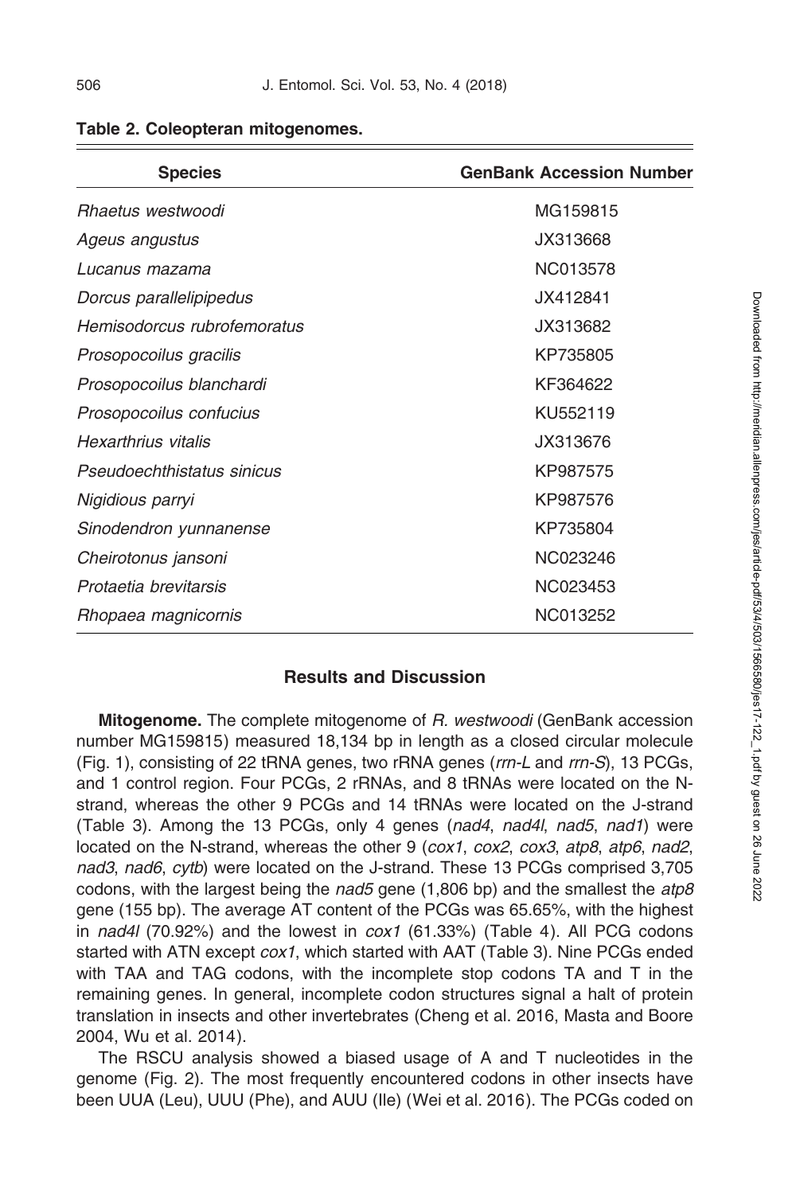**Table 2. Coleopteran mitogenomes.**

| Species | GenBank Accession Number |
|---|---|
| *Rhaetus westwoodi* | MG159815 |
| *Ageus angustus* | JX313668 |
| *Lucanus mazama* | NC013578 |
| *Dorcus parallelipipedus* | JX412841 |
| *Hemisodorcus rubrofemoratus* | JX313682 |
| *Prosopocoilus gracilis* | KP735805 |
| *Prosopocoilus blanchardi* | KF364622 |
| *Prosopocoilus confucius* | KU552119 |
| *Hexarthrius vitalis* | JX313676 |
| *Pseudoechthistatus sinicus* | KP987575 |
| *Nigidious parryi* | KP987576 |
| *Sinodendron yunnanense* | KP735804 |
| *Cheirotonus jansoni* | NC023246 |
| *Protaetia brevitarsis* | NC023453 |
| *Rhopaea magnicornis* | NC013252 |

## Results and Discussion

**Mitogenome.** The complete mitogenome of *R. westwoodi* (GenBank accession number MG159815) measured 18,134 bp in length as a closed circular molecule (Fig. 1), consisting of 22 tRNA genes, two rRNA genes (*rrn-L* and *rrn-S*), 13 PCGs, and 1 control region. Four PCGs, 2 rRNAs, and 8 tRNAs were located on the N-strand, whereas the other 9 PCGs and 14 tRNAs were located on the J-strand (Table 3). Among the 13 PCGs, only 4 genes (*nad4*, *nad4l*, *nad5*, *nad1*) were located on the N-strand, whereas the other 9 (*cox1*, *cox2*, *cox3*, *atp8*, *atp6*, *nad2*, *nad3*, *nad6*, *cytb*) were located on the J-strand. These 13 PCGs comprised 3,705 codons, with the largest being the *nad5* gene (1,806 bp) and the smallest the *atp8* gene (155 bp). The average AT content of the PCGs was 65.65%, with the highest in *nad4l* (70.92%) and the lowest in *cox1* (61.33%) (Table 4). All PCG codons started with ATN except *cox1*, which started with AAT (Table 3). Nine PCGs ended with TAA and TAG codons, with the incomplete stop codons TA and T in the remaining genes. In general, incomplete codon structures signal a halt of protein translation in insects and other invertebrates (Cheng et al. 2016, Masta and Boore 2004, Wu et al. 2014).

The RSCU analysis showed a biased usage of A and T nucleotides in the genome (Fig. 2). The most frequently encountered codons in other insects have been UUA (Leu), UUU (Phe), and AUU (Ile) (Wei et al. 2016). The PCGs coded on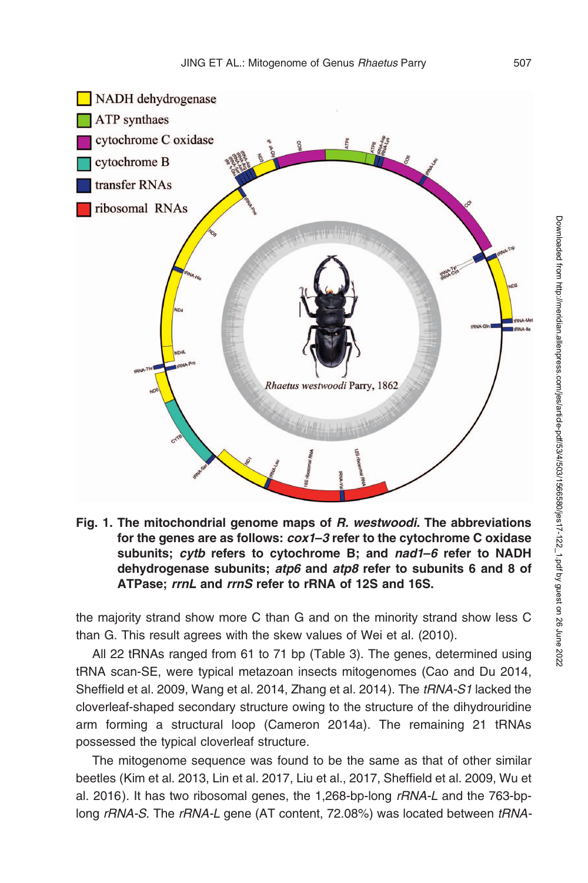**Fig. 1. The mitochondrial genome maps of *R. westwoodi.* The abbreviations for the genes are as follows: *cox1–3* refer to the cytochrome C oxidase subunits; *cytb* refers to cytochrome B; and *nad1–6* refer to NADH dehydrogenase subunits; *atp6* and *atp8* refer to subunits 6 and 8 of ATPase; *rrnL* and *rrnS* refer to rRNA of 12S and 16S.**

the majority strand show more C than G and on the minority strand show less C than G. This result agrees with the skew values of Wei et al. (2010).

All 22 tRNAs ranged from 61 to 71 bp (Table 3). The genes, determined using tRNA scan-SE, were typical metazoan insects mitogenomes (Cao and Du 2014, Sheffield et al. 2009, Wang et al. 2014, Zhang et al. 2014). The *tRNA-S1* lacked the cloverleaf-shaped secondary structure owing to the structure of the dihydrouridine arm forming a structural loop (Cameron 2014a). The remaining 21 tRNAs possessed the typical cloverleaf structure.

The mitogenome sequence was found to be the same as that of other similar beetles (Kim et al. 2013, Lin et al. 2017, Liu et al., 2017, Sheffield et al. 2009, Wu et al. 2016). It has two ribosomal genes, the 1,268-bp-long *rRNA-L* and the 763-bp-long *rRNA-S*. The *rRNA-L* gene (AT content, 72.08%) was located between *tRNA-*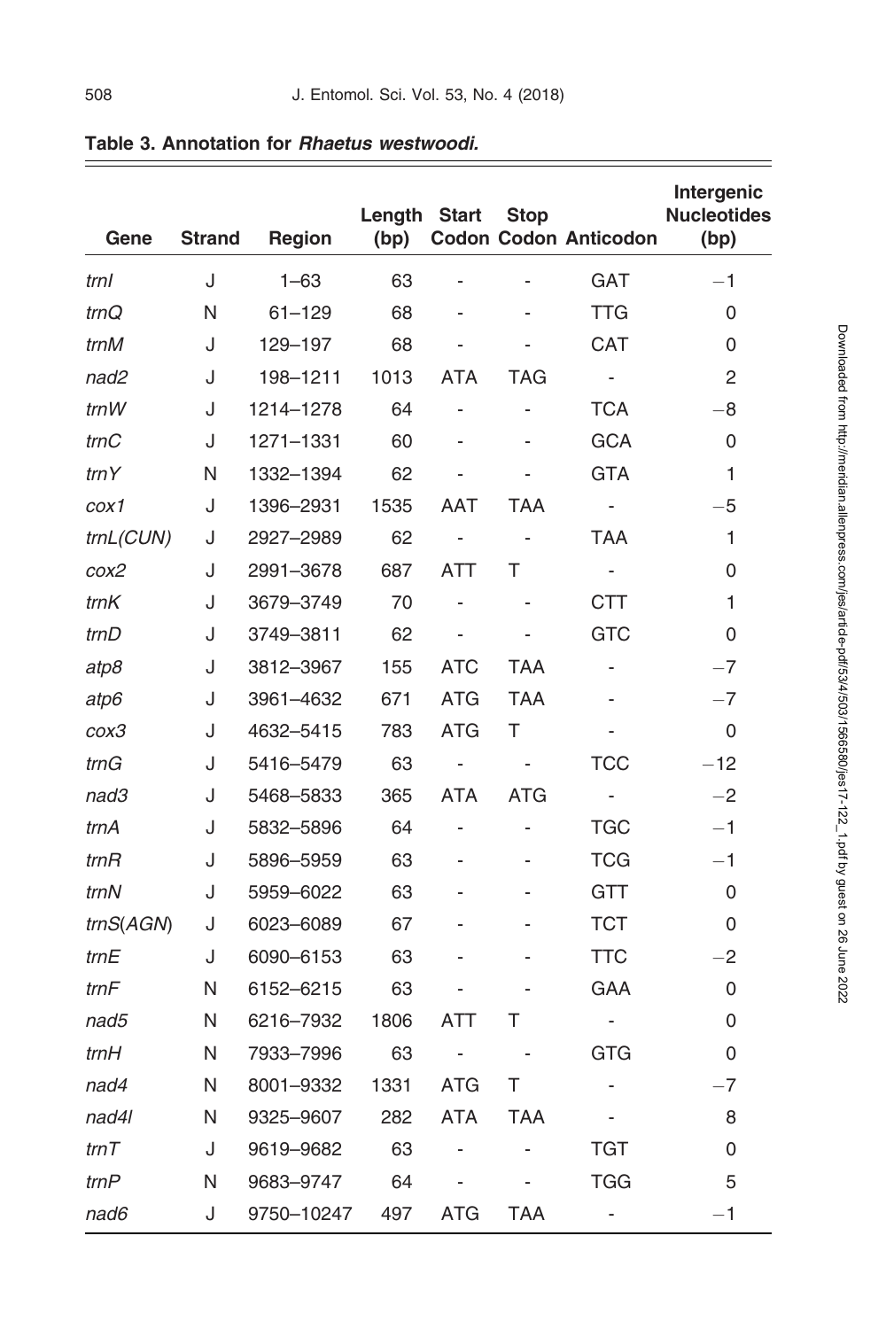**Table 3. Annotation for *Rhaetus westwoodi.***

| Gene | Strand | Region | Length (bp) | Start Codon | Stop Codon | Anticodon | Intergenic Nucleotides (bp) |
|---|---|---|---|---|---|---|---|
| *trnI* | J | 1–63 | 63 | - | - | GAT | −1 |
| *trnQ* | N | 61–129 | 68 | - | - | TTG | 0 |
| *trnM* | J | 129–197 | 68 | - | - | CAT | 0 |
| *nad2* | J | 198–1211 | 1013 | ATA | TAG | - | 2 |
| *trnW* | J | 1214–1278 | 64 | - | - | TCA | −8 |
| *trnC* | J | 1271–1331 | 60 | - | - | GCA | 0 |
| *trnY* | N | 1332–1394 | 62 | - | - | GTA | 1 |
| *cox1* | J | 1396–2931 | 1535 | AAT | TAA | - | −5 |
| *trnL(CUN)* | J | 2927–2989 | 62 | - | - | TAA | 1 |
| *cox2* | J | 2991–3678 | 687 | ATT | T | - | 0 |
| *trnK* | J | 3679–3749 | 70 | - | - | CTT | 1 |
| *trnD* | J | 3749–3811 | 62 | - | - | GTC | 0 |
| *atp8* | J | 3812–3967 | 155 | ATC | TAA | - | −7 |
| *atp6* | J | 3961–4632 | 671 | ATG | TAA | - | −7 |
| *cox3* | J | 4632–5415 | 783 | ATG | T | - | 0 |
| *trnG* | J | 5416–5479 | 63 | - | - | TCC | −12 |
| *nad3* | J | 5468–5833 | 365 | ATA | ATG | - | −2 |
| *trnA* | J | 5832–5896 | 64 | - | - | TGC | −1 |
| *trnR* | J | 5896–5959 | 63 | - | - | TCG | −1 |
| *trnN* | J | 5959–6022 | 63 | - | - | GTT | 0 |
| *trnS(AGN)* | J | 6023–6089 | 67 | - | - | TCT | 0 |
| *trnE* | J | 6090–6153 | 63 | - | - | TTC | −2 |
| *trnF* | N | 6152–6215 | 63 | - | - | GAA | 0 |
| *nad5* | N | 6216–7932 | 1806 | ATT | T | - | 0 |
| *trnH* | N | 7933–7996 | 63 | - | - | GTG | 0 |
| *nad4* | N | 8001–9332 | 1331 | ATG | T | - | −7 |
| *nad4l* | N | 9325–9607 | 282 | ATA | TAA | - | 8 |
| *trnT* | J | 9619–9682 | 63 | - | - | TGT | 0 |
| *trnP* | N | 9683–9747 | 64 | - | - | TGG | 5 |
| *nad6* | J | 9750–10247 | 497 | ATG | TAA | - | −1 |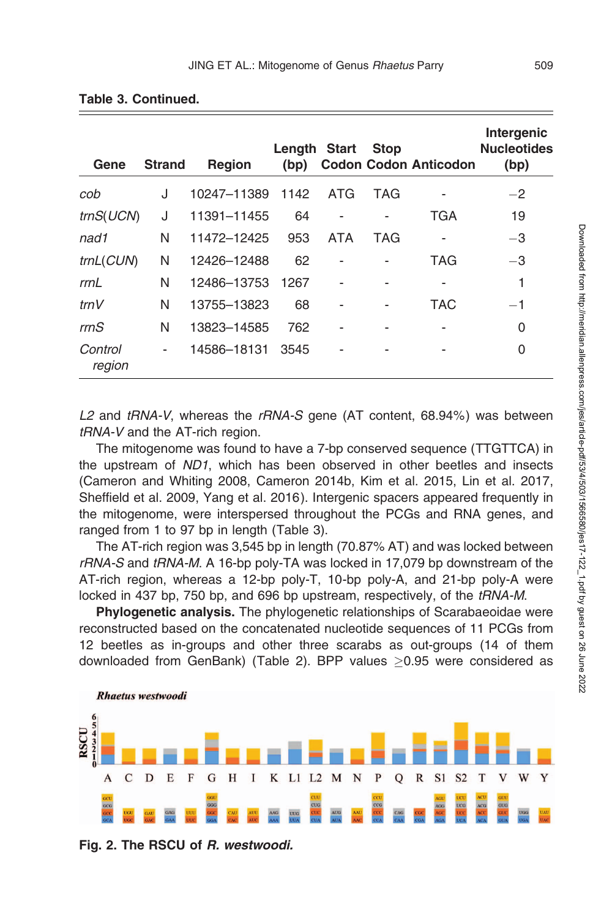**Table 3. Continued.**

| Gene | Strand | Region | Length (bp) | Start Codon | Stop Codon | Anticodon | Intergenic Nucleotides (bp) |
|---|---|---|---|---|---|---|---|
| *cob* | J | 10247–11389 | 1142 | ATG | TAG | - | −2 |
| *trnS*(*UCN*) | J | 11391–11455 | 64 | - | - | TGA | 19 |
| *nad1* | N | 11472–12425 | 953 | ATA | TAG | - | −3 |
| *trnL*(*CUN*) | N | 12426–12488 | 62 | - | - | TAG | −3 |
| *rrnL* | N | 12486–13753 | 1267 | - | - | - | 1 |
| *trnV* | N | 13755–13823 | 68 | - | - | TAC | −1 |
| *rrnS* | N | 13823–14585 | 762 | - | - | - | 0 |
| *Control region* | - | 14586–18131 | 3545 | - | - | - | 0 |

*L2* and *tRNA-V*, whereas the *rRNA-S* gene (AT content, 68.94%) was between *tRNA-V* and the AT-rich region.

The mitogenome was found to have a 7-bp conserved sequence (TTGTTCA) in the upstream of *ND1*, which has been observed in other beetles and insects (Cameron and Whiting 2008, Cameron 2014b, Kim et al. 2015, Lin et al. 2017, Sheffield et al. 2009, Yang et al. 2016). Intergenic spacers appeared frequently in the mitogenome, were interspersed throughout the PCGs and RNA genes, and ranged from 1 to 97 bp in length (Table 3).

The AT-rich region was 3,545 bp in length (70.87% AT) and was locked between *rRNA-S* and *tRNA-M*. A 16-bp poly-TA was locked in 17,079 bp downstream of the AT-rich region, whereas a 12-bp poly-T, 10-bp poly-A, and 21-bp poly-A were locked in 437 bp, 750 bp, and 696 bp upstream, respectively, of the *tRNA-M*.

**Phylogenetic analysis.** The phylogenetic relationships of Scarabaeoidae were reconstructed based on the concatenated nucleotide sequences of 11 PCGs from 12 beetles as in-groups and other three scarabs as out-groups (14 of them downloaded from GenBank) (Table 2). BPP values ≥0.95 were considered as

**Fig. 2. The RSCU of *R. westwoodi*.**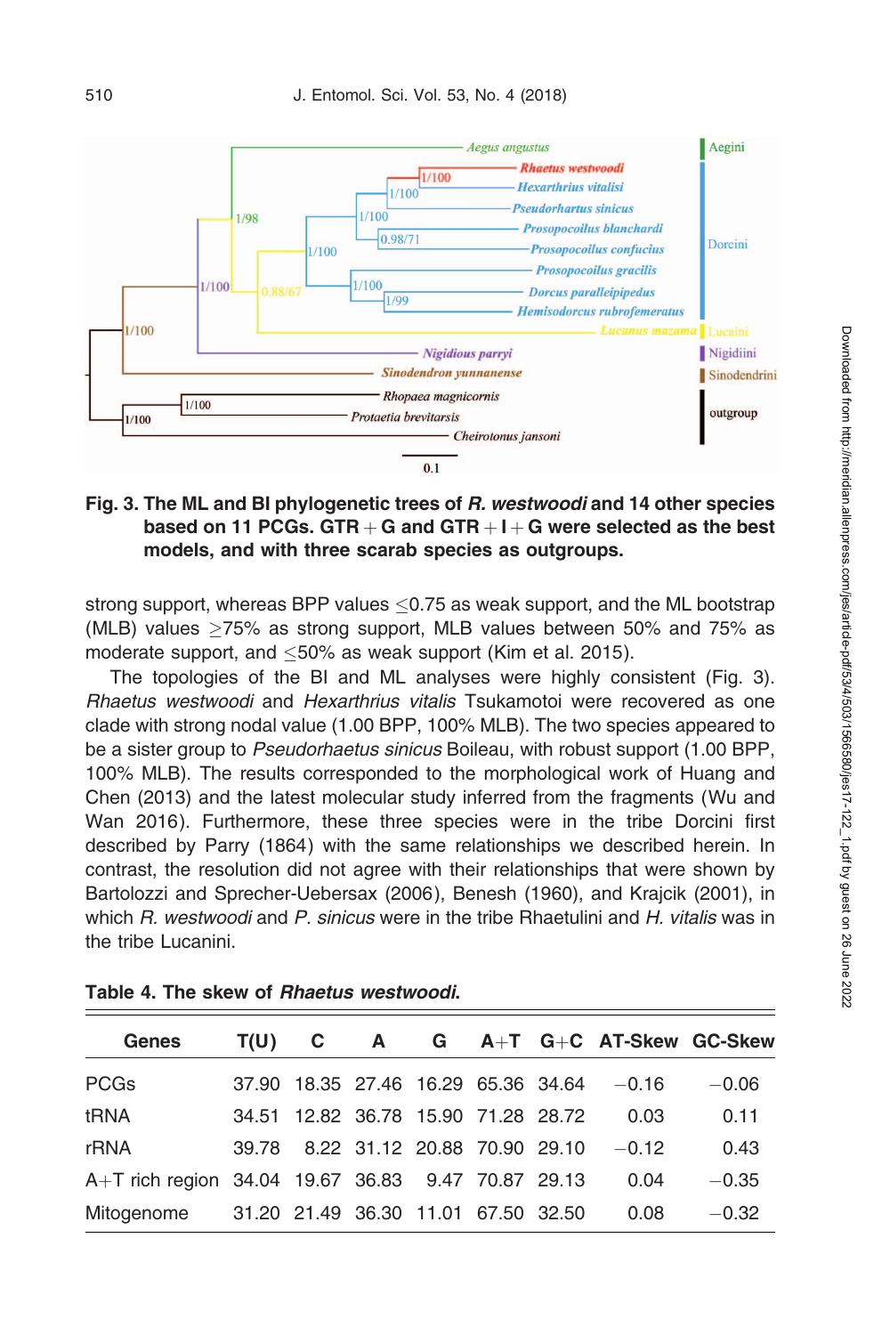**Fig. 3. The ML and BI phylogenetic trees of *R. westwoodi* and 14 other species based on 11 PCGs. GTR + G and GTR + I + G were selected as the best models, and with three scarab species as outgroups.**

strong support, whereas BPP values ≤0.75 as weak support, and the ML bootstrap (MLB) values ≥75% as strong support, MLB values between 50% and 75% as moderate support, and ≤50% as weak support (Kim et al. 2015).

The topologies of the BI and ML analyses were highly consistent (Fig. 3). *Rhaetus westwoodi* and *Hexarthrius vitalis* Tsukamotoi were recovered as one clade with strong nodal value (1.00 BPP, 100% MLB). The two species appeared to be a sister group to *Pseudorhaetus sinicus* Boileau, with robust support (1.00 BPP, 100% MLB). The results corresponded to the morphological work of Huang and Chen (2013) and the latest molecular study inferred from the fragments (Wu and Wan 2016). Furthermore, these three species were in the tribe Dorcini first described by Parry (1864) with the same relationships we described herein. In contrast, the resolution did not agree with their relationships that were shown by Bartolozzi and Sprecher-Uebersax (2006), Benesh (1960), and Krajcik (2001), in which *R. westwoodi* and *P. sinicus* were in the tribe Rhaetulini and *H. vitalis* was in the tribe Lucanini.

**Table 4. The skew of *Rhaetus westwoodi*.**

| Genes | T(U) | C | A | G | A+T | G+C | AT-Skew | GC-Skew |
|---|---|---|---|---|---|---|---|---|
| PCGs | 37.90 | 18.35 | 27.46 | 16.29 | 65.36 | 34.64 | −0.16 | −0.06 |
| tRNA | 34.51 | 12.82 | 36.78 | 15.90 | 71.28 | 28.72 | 0.03 | 0.11 |
| rRNA | 39.78 | 8.22 | 31.12 | 20.88 | 70.90 | 29.10 | −0.12 | 0.43 |
| A+T rich region | 34.04 | 19.67 | 36.83 | 9.47 | 70.87 | 29.13 | 0.04 | −0.35 |
| Mitogenome | 31.20 | 21.49 | 36.30 | 11.01 | 67.50 | 32.50 | 0.08 | −0.32 |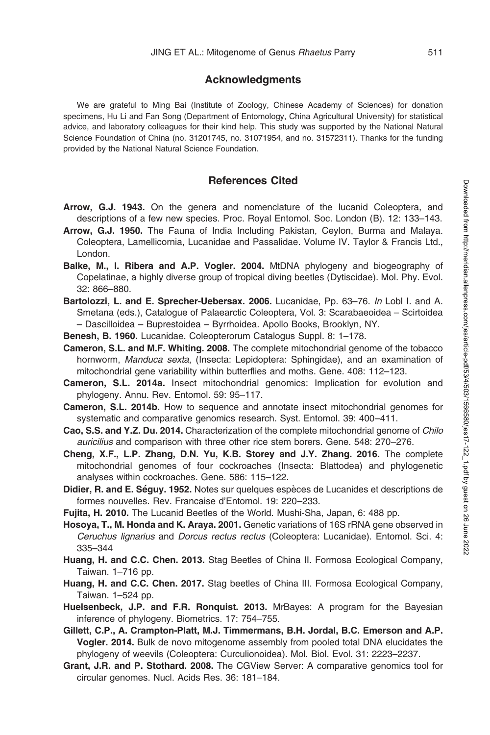## Acknowledgments

We are grateful to Ming Bai (Institute of Zoology, Chinese Academy of Sciences) for donation specimens, Hu Li and Fan Song (Department of Entomology, China Agricultural University) for statistical advice, and laboratory colleagues for their kind help. This study was supported by the National Natural Science Foundation of China (no. 31201745, no. 31071954, and no. 31572311). Thanks for the funding provided by the National Natural Science Foundation.

## References Cited

**Arrow, G.J. 1943.** On the genera and nomenclature of the lucanid Coleoptera, and descriptions of a few new species. Proc. Royal Entomol. Soc. London (B). 12: 133–143.

**Arrow, G.J. 1950.** The Fauna of India Including Pakistan, Ceylon, Burma and Malaya. Coleoptera, Lamellicornia, Lucanidae and Passalidae. Volume IV. Taylor & Francis Ltd., London.

**Balke, M., I. Ribera and A.P. Vogler. 2004.** MtDNA phylogeny and biogeography of Copelatinae, a highly diverse group of tropical diving beetles (Dytiscidae). Mol. Phy. Evol. 32: 866–880.

**Bartolozzi, L. and E. Sprecher-Uebersax. 2006.** Lucanidae, Pp. 63–76. *In* Lobl I. and A. Smetana (eds.), Catalogue of Palaearctic Coleoptera, Vol. 3: Scarabaeoidea – Scirtoidea – Dascilloidea – Buprestoidea – Byrrhoidea. Apollo Books, Brooklyn, NY.

**Benesh, B. 1960.** Lucanidae. Coleopterorum Catalogus Suppl. 8: 1–178.

**Cameron, S.L. and M.F. Whiting. 2008.** The complete mitochondrial genome of the tobacco hornworm, *Manduca sexta*, (Insecta: Lepidoptera: Sphingidae), and an examination of mitochondrial gene variability within butterflies and moths. Gene. 408: 112–123.

**Cameron, S.L. 2014a.** Insect mitochondrial genomics: Implication for evolution and phylogeny. Annu. Rev. Entomol. 59: 95–117.

**Cameron, S.L. 2014b.** How to sequence and annotate insect mitochondrial genomes for systematic and comparative genomics research. Syst. Entomol. 39: 400–411.

**Cao, S.S. and Y.Z. Du. 2014.** Characterization of the complete mitochondrial genome of *Chilo auricilius* and comparison with three other rice stem borers. Gene. 548: 270–276.

**Cheng, X.F., L.P. Zhang, D.N. Yu, K.B. Storey and J.Y. Zhang. 2016.** The complete mitochondrial genomes of four cockroaches (Insecta: Blattodea) and phylogenetic analyses within cockroaches. Gene. 586: 115–122.

**Didier, R. and E. Séguy. 1952.** Notes sur quelques espèces de Lucanides et descriptions de formes nouvelles. Rev. Francaise d'Entomol. 19: 220–233.

**Fujita, H. 2010.** The Lucanid Beetles of the World. Mushi-Sha, Japan, 6: 488 pp.

**Hosoya, T., M. Honda and K. Araya. 2001.** Genetic variations of 16S rRNA gene observed in *Ceruchus lignarius* and *Dorcus rectus rectus* (Coleoptera: Lucanidae). Entomol. Sci. 4: 335–344

**Huang, H. and C.C. Chen. 2013.** Stag Beetles of China II. Formosa Ecological Company, Taiwan. 1–716 pp.

**Huang, H. and C.C. Chen. 2017.** Stag beetles of China III. Formosa Ecological Company, Taiwan. 1–524 pp.

**Huelsenbeck, J.P. and F.R. Ronquist. 2013.** MrBayes: A program for the Bayesian inference of phylogeny. Biometrics. 17: 754–755.

**Gillett, C.P., A. Crampton-Platt, M.J. Timmermans, B.H. Jordal, B.C. Emerson and A.P. Vogler. 2014.** Bulk de novo mitogenome assembly from pooled total DNA elucidates the phylogeny of weevils (Coleoptera: Curculionoidea). Mol. Biol. Evol. 31: 2223–2237.

**Grant, J.R. and P. Stothard. 2008.** The CGView Server: A comparative genomics tool for circular genomes. Nucl. Acids Res. 36: 181–184.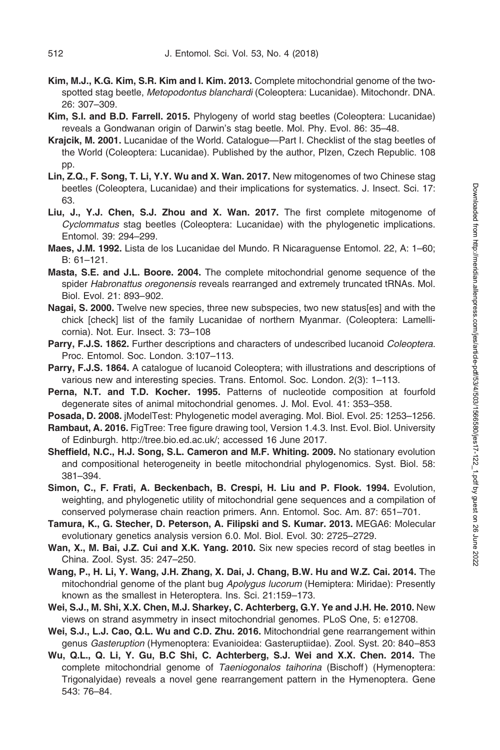**Kim, M.J., K.G. Kim, S.R. Kim and I. Kim. 2013.** Complete mitochondrial genome of the two-spotted stag beetle, *Metopodontus blanchardi* (Coleoptera: Lucanidae). Mitochondr. DNA. 26: 307–309.

**Kim, S.I. and B.D. Farrell. 2015.** Phylogeny of world stag beetles (Coleoptera: Lucanidae) reveals a Gondwanan origin of Darwin's stag beetle. Mol. Phy. Evol. 86: 35–48.

**Krajcik, M. 2001.** Lucanidae of the World. Catalogue—Part I. Checklist of the stag beetles of the World (Coleoptera: Lucanidae). Published by the author, Plzen, Czech Republic. 108 pp.

**Lin, Z.Q., F. Song, T. Li, Y.Y. Wu and X. Wan. 2017.** New mitogenomes of two Chinese stag beetles (Coleoptera, Lucanidae) and their implications for systematics. J. Insect. Sci. 17: 63.

**Liu, J., Y.J. Chen, S.J. Zhou and X. Wan. 2017.** The first complete mitogenome of *Cyclommatus* stag beetles (Coleoptera: Lucanidae) with the phylogenetic implications. Entomol. 39: 294–299.

**Maes, J.M. 1992.** Lista de los Lucanidae del Mundo. R Nicaraguense Entomol. 22, A: 1–60; B: 61–121.

**Masta, S.E. and J.L. Boore. 2004.** The complete mitochondrial genome sequence of the spider *Habronattus oregonensis* reveals rearranged and extremely truncated tRNAs. Mol. Biol. Evol. 21: 893–902.

**Nagai, S. 2000.** Twelve new species, three new subspecies, two new status[es] and with the chick [check] list of the family Lucanidae of northern Myanmar. (Coleoptera: Lamellicornia). Not. Eur. Insect. 3: 73–108

**Parry, F.J.S. 1862.** Further descriptions and characters of undescribed lucanoid *Coleoptera*. Proc. Entomol. Soc. London. 3:107–113.

**Parry, F.J.S. 1864.** A catalogue of lucanoid Coleoptera; with illustrations and descriptions of various new and interesting species. Trans. Entomol. Soc. London. 2(3): 1–113.

**Perna, N.T. and T.D. Kocher. 1995.** Patterns of nucleotide composition at fourfold degenerate sites of animal mitochondrial genomes. J. Mol. Evol. 41: 353–358.

**Posada, D. 2008.** jModelTest: Phylogenetic model averaging. Mol. Biol. Evol. 25: 1253–1256.

**Rambaut, A. 2016.** FigTree: Tree figure drawing tool, Version 1.4.3. Inst. Evol. Biol. University of Edinburgh. http://tree.bio.ed.ac.uk/; accessed 16 June 2017.

**Sheffield, N.C., H.J. Song, S.L. Cameron and M.F. Whiting. 2009.** No stationary evolution and compositional heterogeneity in beetle mitochondrial phylogenomics. Syst. Biol. 58: 381–394.

**Simon, C., F. Frati, A. Beckenbach, B. Crespi, H. Liu and P. Flook. 1994.** Evolution, weighting, and phylogenetic utility of mitochondrial gene sequences and a compilation of conserved polymerase chain reaction primers. Ann. Entomol. Soc. Am. 87: 651–701.

**Tamura, K., G. Stecher, D. Peterson, A. Filipski and S. Kumar. 2013.** MEGA6: Molecular evolutionary genetics analysis version 6.0. Mol. Biol. Evol. 30: 2725–2729.

**Wan, X., M. Bai, J.Z. Cui and X.K. Yang. 2010.** Six new species record of stag beetles in China. Zool. Syst. 35: 247–250.

**Wang, P., H. Li, Y. Wang, J.H. Zhang, X. Dai, J. Chang, B.W. Hu and W.Z. Cai. 2014.** The mitochondrial genome of the plant bug *Apolygus lucorum* (Hemiptera: Miridae): Presently known as the smallest in Heteroptera. Ins. Sci. 21:159–173.

**Wei, S.J., M. Shi, X.X. Chen, M.J. Sharkey, C. Achterberg, G.Y. Ye and J.H. He. 2010.** New views on strand asymmetry in insect mitochondrial genomes. PLoS One, 5: e12708.

**Wei, S.J., L.J. Cao, Q.L. Wu and C.D. Zhu. 2016.** Mitochondrial gene rearrangement within genus *Gasteruption* (Hymenoptera: Evanioidea: Gasteruptiidae). Zool. Syst. 20: 840–853

**Wu, Q.L., Q. Li, Y. Gu, B.C Shi, C. Achterberg, S.J. Wei and X.X. Chen. 2014.** The complete mitochondrial genome of *Taeniogonalos taihorina* (Bischoff) (Hymenoptera: Trigonalyidae) reveals a novel gene rearrangement pattern in the Hymenoptera. Gene 543: 76–84.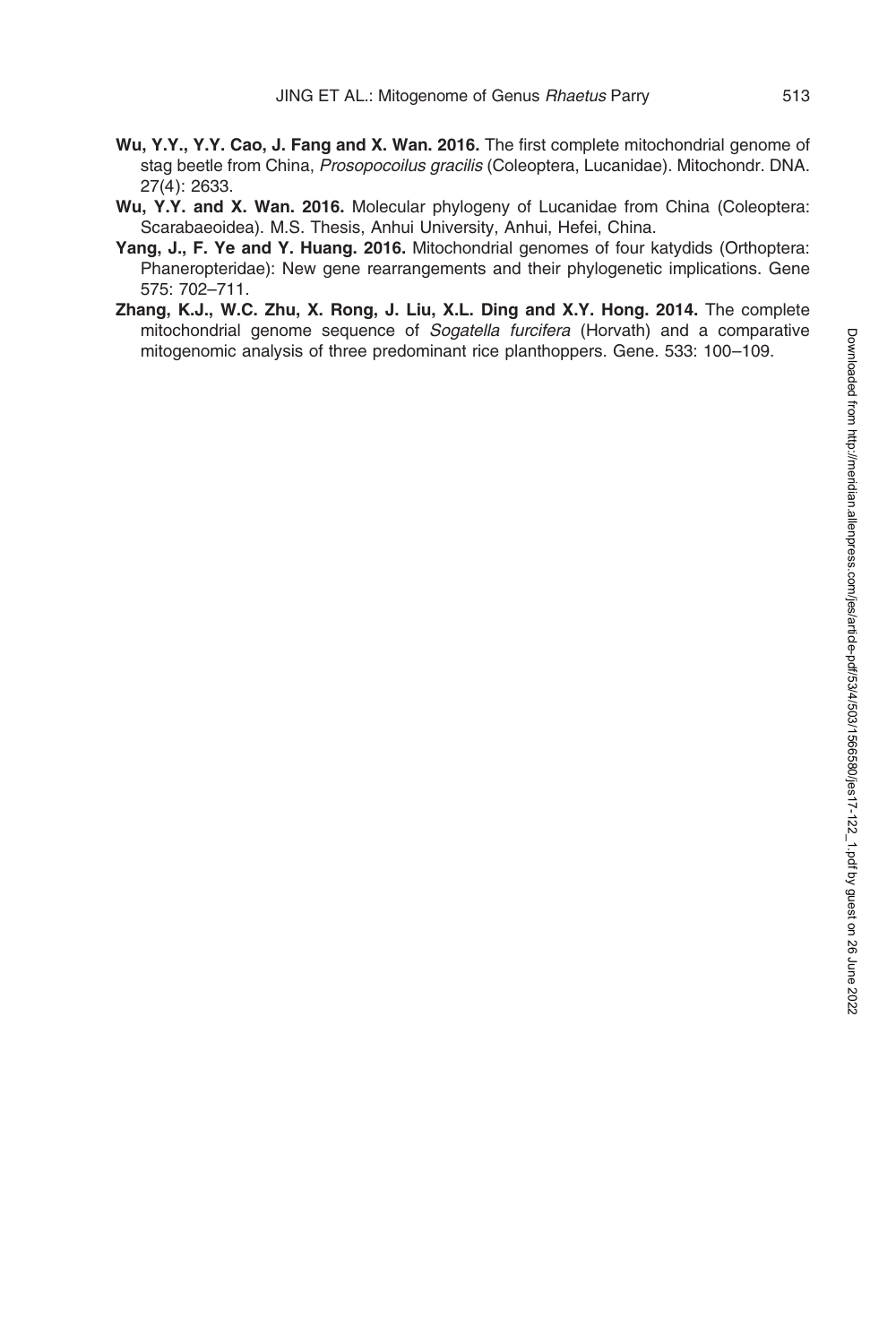**Wu, Y.Y., Y.Y. Cao, J. Fang and X. Wan. 2016.** The first complete mitochondrial genome of stag beetle from China, *Prosopocoilus gracilis* (Coleoptera, Lucanidae). Mitochondr. DNA. 27(4): 2633.

**Wu, Y.Y. and X. Wan. 2016.** Molecular phylogeny of Lucanidae from China (Coleoptera: Scarabaeoidea). M.S. Thesis, Anhui University, Anhui, Hefei, China.

**Yang, J., F. Ye and Y. Huang. 2016.** Mitochondrial genomes of four katydids (Orthoptera: Phaneropteridae): New gene rearrangements and their phylogenetic implications. Gene 575: 702–711.

**Zhang, K.J., W.C. Zhu, X. Rong, J. Liu, X.L. Ding and X.Y. Hong. 2014.** The complete mitochondrial genome sequence of *Sogatella furcifera* (Horvath) and a comparative mitogenomic analysis of three predominant rice planthoppers. Gene. 533: 100–109.